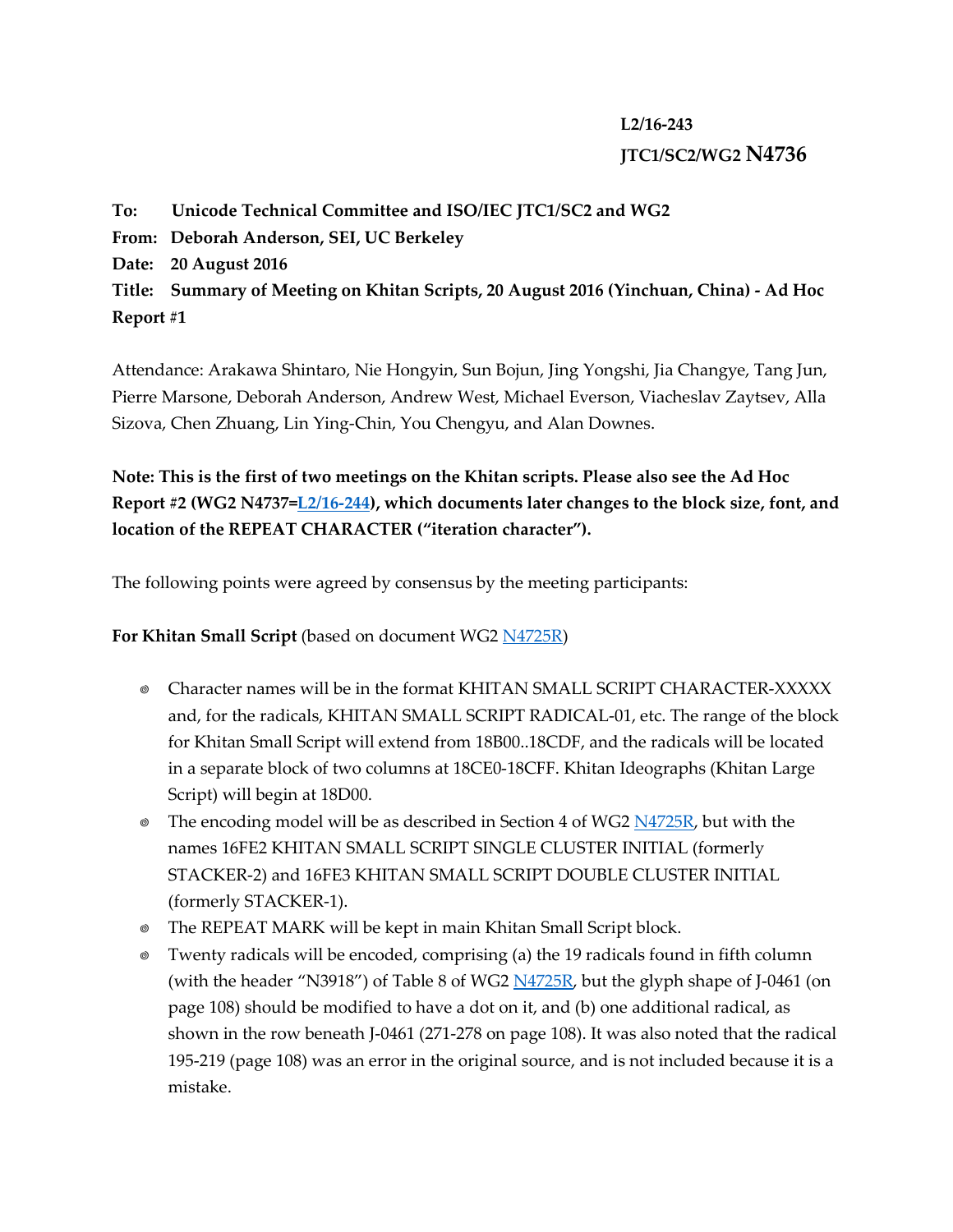**L2/16-243**

**JTC1/SC2/WG2 N4736**

**To: Unicode Technical Committee and ISO/IEC JTC1/SC2 and WG2**

**From: Deborah Anderson, SEI, UC Berkeley**

**Date: 20 August 2016**

**Title: Summary of Meeting on Khitan Scripts, 20 August 2016 (Yinchuan, China) - Ad Hoc Report #1**

Attendance: Arakawa Shintaro, Nie Hongyin, Sun Bojun, Jing Yongshi, Jia Changye, Tang Jun, Pierre Marsone, Deborah Anderson, Andrew West, Michael Everson, Viacheslav Zaytsev, Alla Sizova, Chen Zhuang, Lin Ying-Chin, You Chengyu, and Alan Downes.

**Note: This is the first of two meetings on the Khitan scripts. Please also see the Ad Hoc Report #2 (WG2 N4737=L2/16-244), which documents later changes to the block size, font, and location of the REPEAT CHARACTER ("iteration character").**

The following points were agreed by consensus by the meeting participants:

**For Khitan Small Script** (based on document WG2 N4725R)

- Character names will be in the format KHITAN SMALL SCRIPT CHARACTER-XXXXX and, for the radicals, KHITAN SMALL SCRIPT RADICAL-01, etc. The range of the block for Khitan Small Script will extend from 18B00..18CDF, and the radicals will be located in a separate block of two columns at 18CE0-18CFF. Khitan Ideographs (Khitan Large Script) will begin at 18D00.
- The encoding model will be as described in Section 4 of WG2 N4725R, but with the names 16FE2 KHITAN SMALL SCRIPT SINGLE CLUSTER INITIAL (formerly STACKER-2) and 16FE3 KHITAN SMALL SCRIPT DOUBLE CLUSTER INITIAL (formerly STACKER-1).
- The REPEAT MARK will be kept in main Khitan Small Script block.
- Twenty radicals will be encoded, comprising (a) the 19 radicals found in fifth column (with the header "N3918") of Table 8 of WG2 N4725R, but the glyph shape of J-0461 (on page 108) should be modified to have a dot on it, and (b) one additional radical, as shown in the row beneath J-0461 (271-278 on page 108). It was also noted that the radical 195-219 (page 108) was an error in the original source, and is not included because it is a mistake.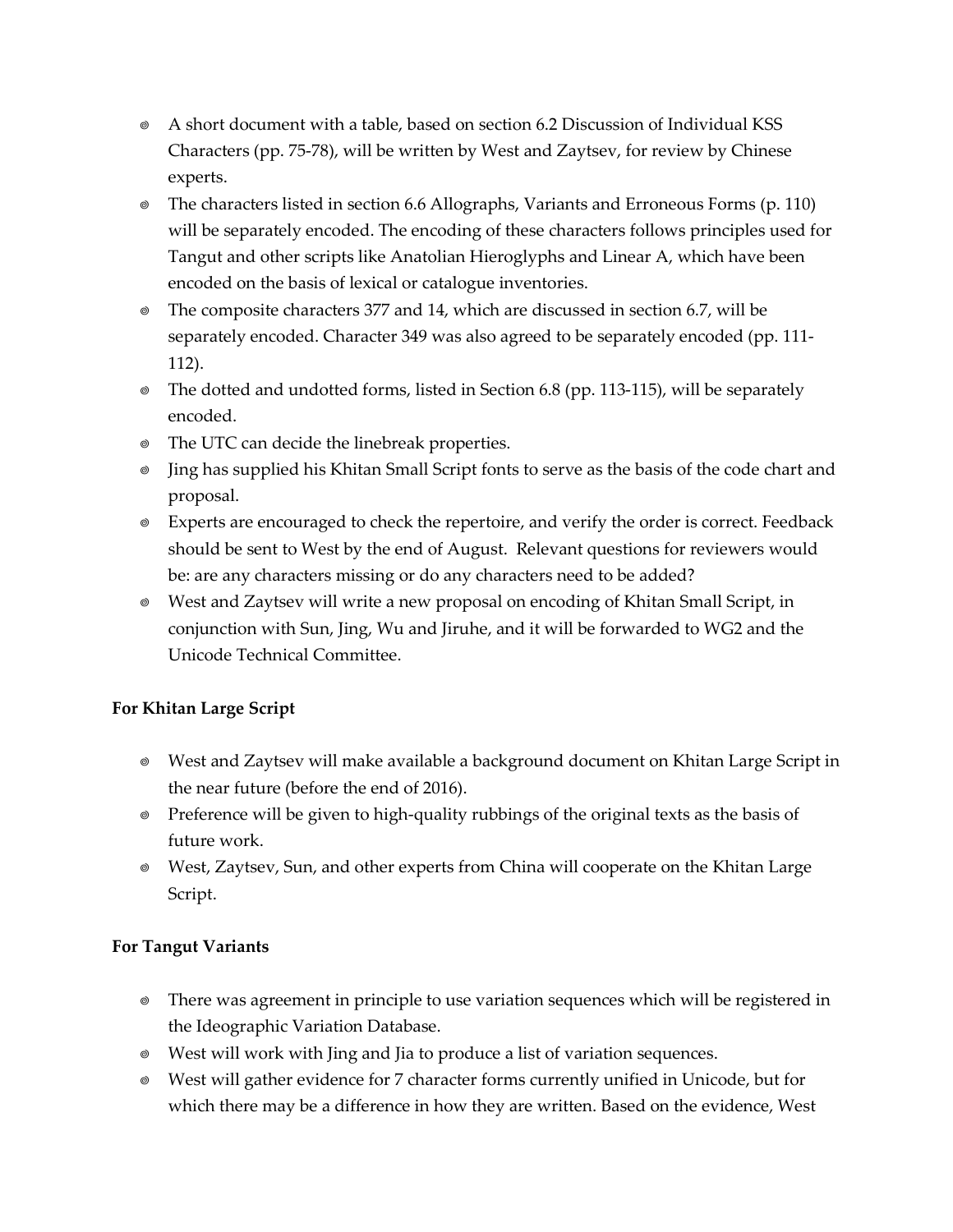- A short document with a table, based on section 6.2 Discussion of Individual KSS Characters (pp. 75-78), will be written by West and Zaytsev, for review by Chinese experts.
- The characters listed in section 6.6 Allographs, Variants and Erroneous Forms (p. 110) will be separately encoded. The encoding of these characters follows principles used for Tangut and other scripts like Anatolian Hieroglyphs and Linear A, which have been encoded on the basis of lexical or catalogue inventories.
- The composite characters 377 and 14, which are discussed in section 6.7, will be separately encoded. Character 349 was also agreed to be separately encoded (pp. 111-112).
- The dotted and undotted forms, listed in Section 6.8 (pp. 113-115), will be separately encoded.
- The UTC can decide the linebreak properties.
- Jing has supplied his Khitan Small Script fonts to serve as the basis of the code chart and proposal.
- Experts are encouraged to check the repertoire, and verify the order is correct. Feedback should be sent to West by the end of August. Relevant questions for reviewers would be: are any characters missing or do any characters need to be added?
- West and Zaytsev will write a new proposal on encoding of Khitan Small Script, in conjunction with Sun, Jing, Wu and Jiruhe, and it will be forwarded to WG2 and the Unicode Technical Committee.

**For Khitan Large Script**

- West and Zaytsev will make available a background document on Khitan Large Script in the near future (before the end of 2016).
- Preference will be given to high-quality rubbings of the original texts as the basis of future work.
- West, Zaytsev, Sun, and other experts from China will cooperate on the Khitan Large Script.

**For Tangut Variants**

- There was agreement in principle to use variation sequences which will be registered in the Ideographic Variation Database.
- West will work with Jing and Jia to produce a list of variation sequences.
- West will gather evidence for 7 character forms currently unified in Unicode, but for which there may be a difference in how they are written. Based on the evidence, West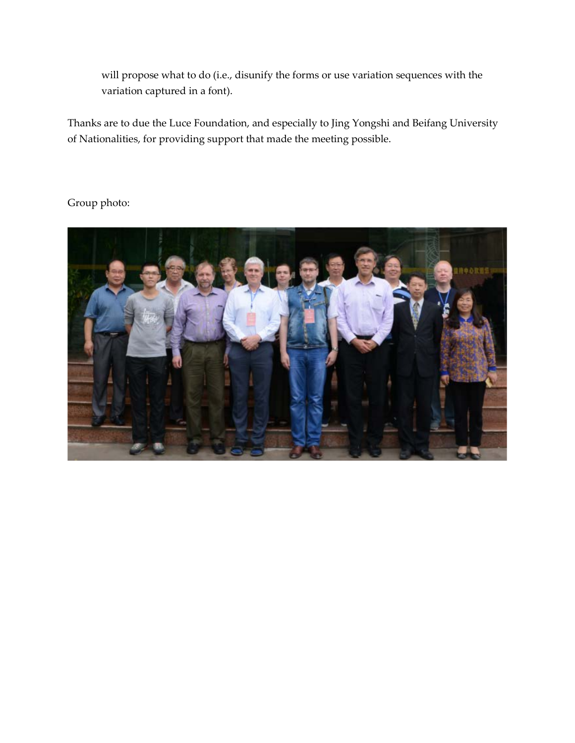will propose what to do (i.e., disunify the forms or use variation sequences with the variation captured in a font).

Thanks are to due the Luce Foundation, and especially to Jing Yongshi and Beifang University of Nationalities, for providing support that made the meeting possible.

Group photo: